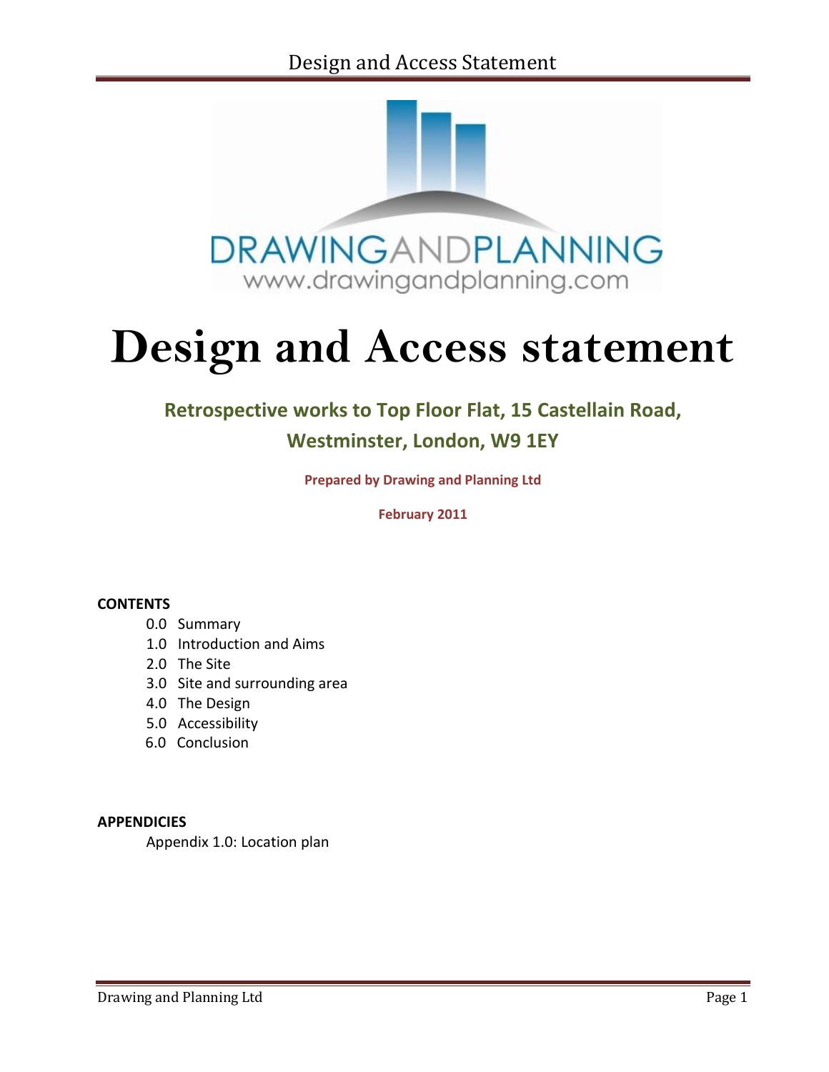DRAWINGANDPLANNING
www.drawingandplanning.com

# Design and Access statement

## Retrospective works to Top Floor Flat, 15 Castellain Road, Westminster, London, W9 1EY

**Prepared by Drawing and Planning Ltd**

**February 2011**

**CONTENTS**

- 0.0 Summary
- 1.0 Introduction and Aims
- 2.0 The Site
- 3.0 Site and surrounding area
- 4.0 The Design
- 5.0 Accessibility
- 6.0 Conclusion

**APPENDICIES**

Appendix 1.0: Location plan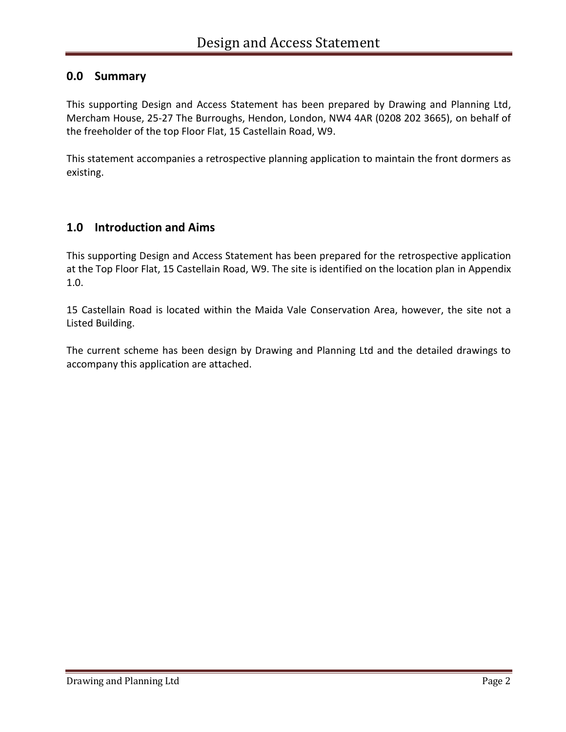## 0.0 Summary

This supporting Design and Access Statement has been prepared by Drawing and Planning Ltd, Mercham House, 25-27 The Burroughs, Hendon, London, NW4 4AR (0208 202 3665), on behalf of the freeholder of the top Floor Flat, 15 Castellain Road, W9.

This statement accompanies a retrospective planning application to maintain the front dormers as existing.

## 1.0 Introduction and Aims

This supporting Design and Access Statement has been prepared for the retrospective application at the Top Floor Flat, 15 Castellain Road, W9. The site is identified on the location plan in Appendix 1.0.

15 Castellain Road is located within the Maida Vale Conservation Area, however, the site not a Listed Building.

The current scheme has been design by Drawing and Planning Ltd and the detailed drawings to accompany this application are attached.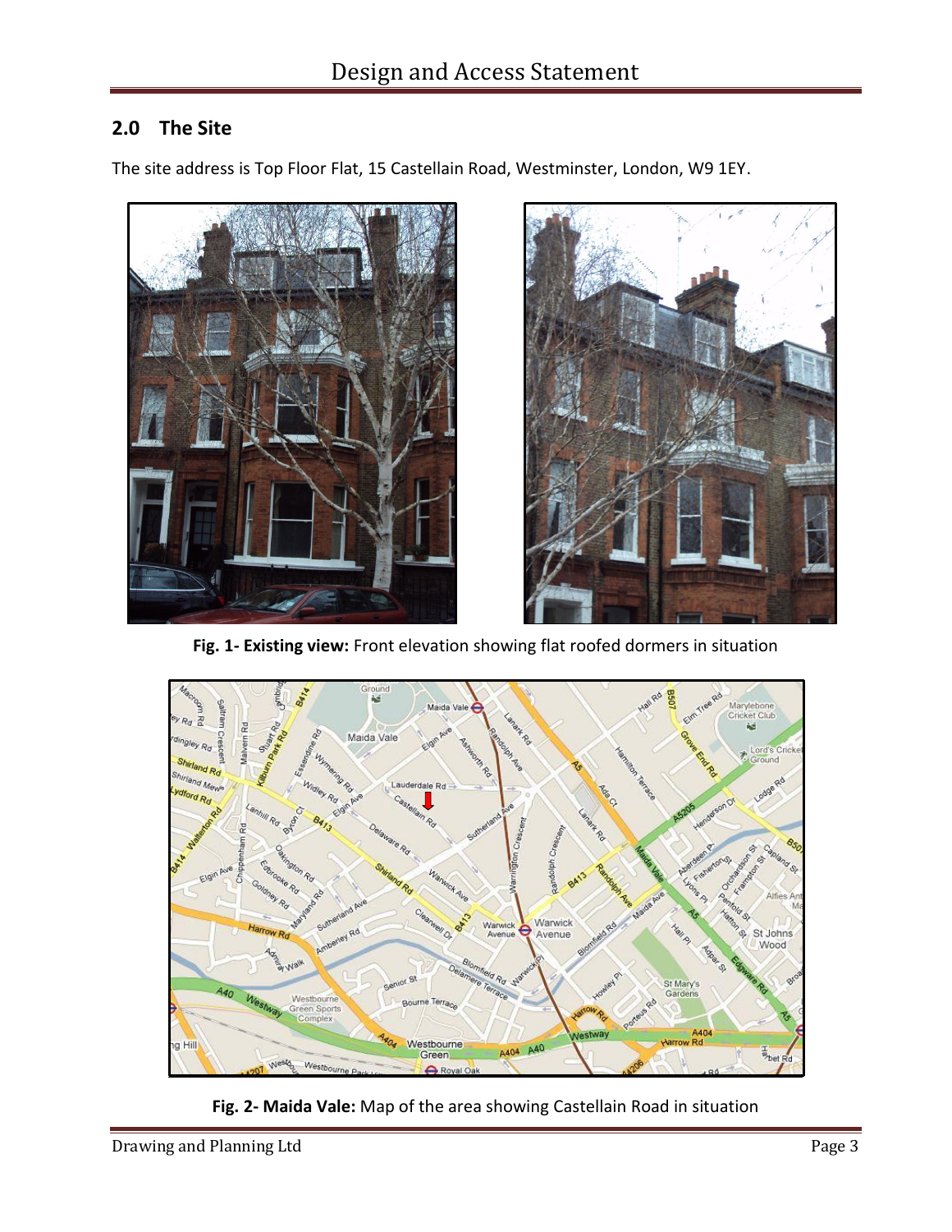## 2.0 The Site

The site address is Top Floor Flat, 15 Castellain Road, Westminster, London, W9 1EY.

**Fig. 1- Existing view:** Front elevation showing flat roofed dormers in situation

**Fig. 2- Maida Vale:** Map of the area showing Castellain Road in situation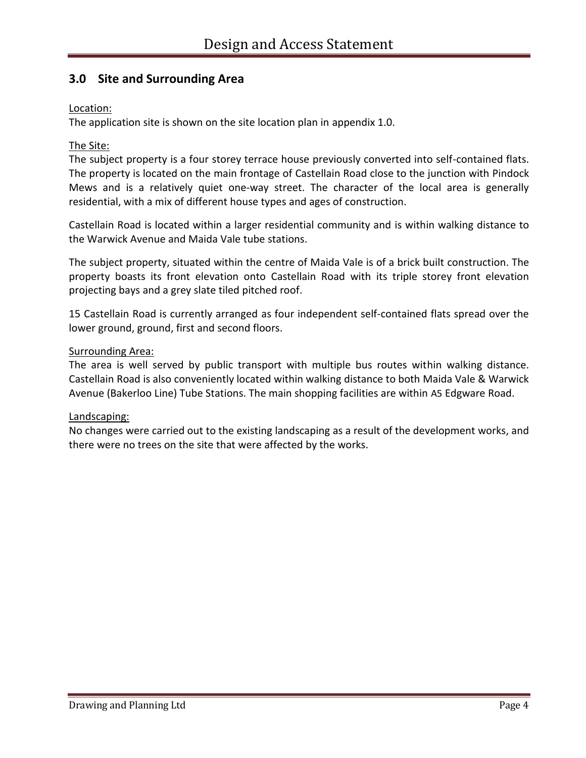## 3.0 Site and Surrounding Area

Location:

The application site is shown on the site location plan in appendix 1.0.

The Site:

The subject property is a four storey terrace house previously converted into self-contained flats. The property is located on the main frontage of Castellain Road close to the junction with Pindock Mews and is a relatively quiet one-way street. The character of the local area is generally residential, with a mix of different house types and ages of construction.

Castellain Road is located within a larger residential community and is within walking distance to the Warwick Avenue and Maida Vale tube stations.

The subject property, situated within the centre of Maida Vale is of a brick built construction. The property boasts its front elevation onto Castellain Road with its triple storey front elevation projecting bays and a grey slate tiled pitched roof.

15 Castellain Road is currently arranged as four independent self-contained flats spread over the lower ground, ground, first and second floors.

Surrounding Area:

The area is well served by public transport with multiple bus routes within walking distance. Castellain Road is also conveniently located within walking distance to both Maida Vale & Warwick Avenue (Bakerloo Line) Tube Stations. The main shopping facilities are within A5 Edgware Road.

Landscaping:

No changes were carried out to the existing landscaping as a result of the development works, and there were no trees on the site that were affected by the works.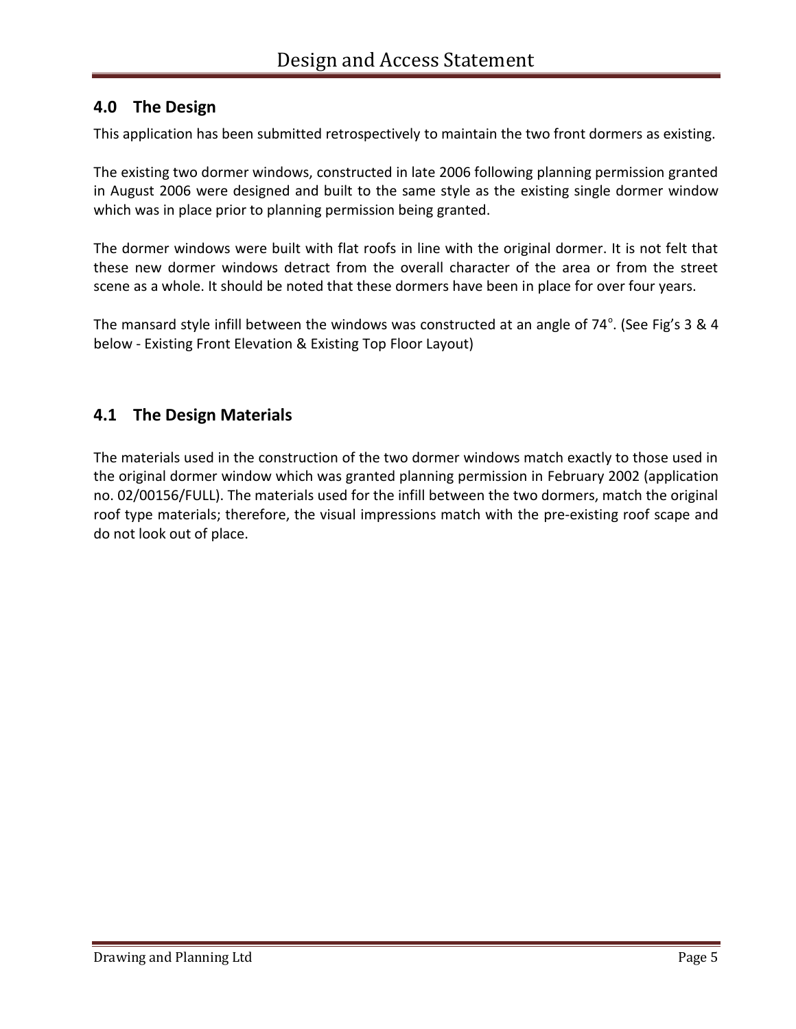## 4.0 The Design

This application has been submitted retrospectively to maintain the two front dormers as existing.

The existing two dormer windows, constructed in late 2006 following planning permission granted in August 2006 were designed and built to the same style as the existing single dormer window which was in place prior to planning permission being granted.

The dormer windows were built with flat roofs in line with the original dormer. It is not felt that these new dormer windows detract from the overall character of the area or from the street scene as a whole. It should be noted that these dormers have been in place for over four years.

The mansard style infill between the windows was constructed at an angle of 74°. (See Fig's 3 & 4 below - Existing Front Elevation & Existing Top Floor Layout)

## 4.1 The Design Materials

The materials used in the construction of the two dormer windows match exactly to those used in the original dormer window which was granted planning permission in February 2002 (application no. 02/00156/FULL). The materials used for the infill between the two dormers, match the original roof type materials; therefore, the visual impressions match with the pre-existing roof scape and do not look out of place.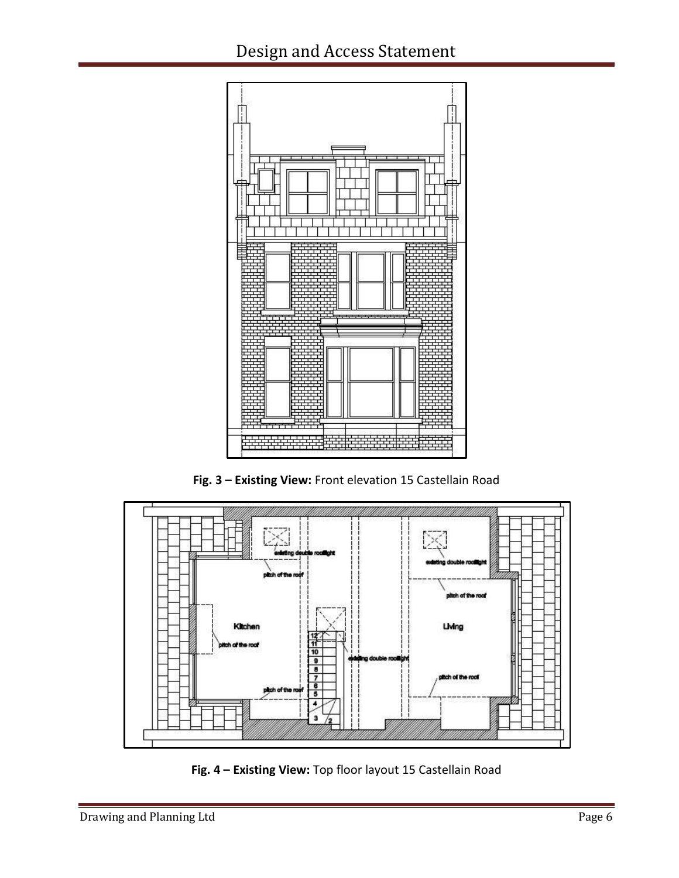**Fig. 3 – Existing View:** Front elevation 15 Castellain Road

**Fig. 4 – Existing View:** Top floor layout 15 Castellain Road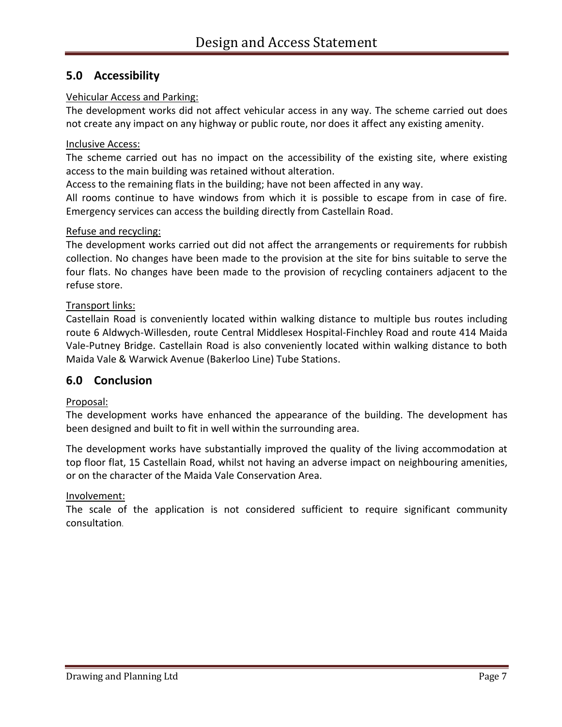## 5.0 Accessibility

Vehicular Access and Parking:
The development works did not affect vehicular access in any way. The scheme carried out does not create any impact on any highway or public route, nor does it affect any existing amenity.

Inclusive Access:
The scheme carried out has no impact on the accessibility of the existing site, where existing access to the main building was retained without alteration.
Access to the remaining flats in the building; have not been affected in any way.
All rooms continue to have windows from which it is possible to escape from in case of fire. Emergency services can access the building directly from Castellain Road.

Refuse and recycling:
The development works carried out did not affect the arrangements or requirements for rubbish collection. No changes have been made to the provision at the site for bins suitable to serve the four flats. No changes have been made to the provision of recycling containers adjacent to the refuse store.

Transport links:
Castellain Road is conveniently located within walking distance to multiple bus routes including route 6 Aldwych-Willesden, route Central Middlesex Hospital-Finchley Road and route 414 Maida Vale-Putney Bridge. Castellain Road is also conveniently located within walking distance to both Maida Vale & Warwick Avenue (Bakerloo Line) Tube Stations.

## 6.0 Conclusion

Proposal:
The development works have enhanced the appearance of the building. The development has been designed and built to fit in well within the surrounding area.

The development works have substantially improved the quality of the living accommodation at top floor flat, 15 Castellain Road, whilst not having an adverse impact on neighbouring amenities, or on the character of the Maida Vale Conservation Area.

Involvement:
The scale of the application is not considered sufficient to require significant community consultation.